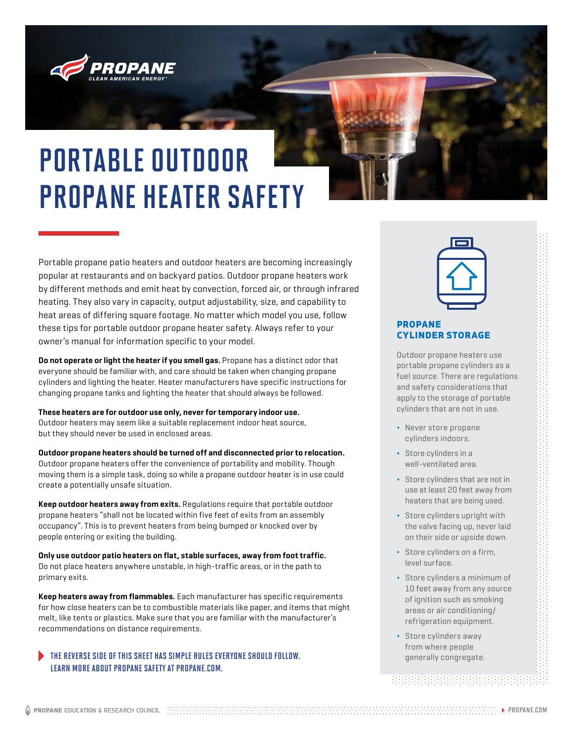PROPANE
CLEAN AMERICAN ENERGY

# PORTABLE OUTDOOR PROPANE HEATER SAFETY

Portable propane patio heaters and outdoor heaters are becoming increasingly popular at restaurants and on backyard patios. Outdoor propane heaters work by different methods and emit heat by convection, forced air, or through infrared heating. They also vary in capacity, output adjustability, size, and capability to heat areas of differing square footage. No matter which model you use, follow these tips for portable outdoor propane heater safety. Always refer to your owner's manual for information specific to your model.

**Do not operate or light the heater if you smell gas.** Propane has a distinct odor that everyone should be familiar with, and care should be taken when changing propane cylinders and lighting the heater. Heater manufacturers have specific instructions for changing propane tanks and lighting the heater that should always be followed.

**These heaters are for outdoor use only, never for temporary indoor use.** Outdoor heaters may seem like a suitable replacement indoor heat source, but they should never be used in enclosed areas.

**Outdoor propane heaters should be turned off and disconnected prior to relocation.** Outdoor propane heaters offer the convenience of portability and mobility. Though moving them is a simple task, doing so while a propane outdoor heater is in use could create a potentially unsafe situation.

**Keep outdoor heaters away from exits.** Regulations require that portable outdoor propane heaters "shall not be located within five feet of exits from an assembly occupancy". This is to prevent heaters from being bumped or knocked over by people entering or exiting the building.

**Only use outdoor patio heaters on flat, stable surfaces, away from foot traffic.** Do not place heaters anywhere unstable, in high-traffic areas, or in the path to primary exits.

**Keep heaters away from flammables.** Each manufacturer has specific requirements for how close heaters can be to combustible materials like paper, and items that might melt, like tents or plastics. Make sure that you are familiar with the manufacturer's recommendations on distance requirements.

THE REVERSE SIDE OF THIS SHEET HAS SIMPLE RULES EVERYONE SHOULD FOLLOW.
LEARN MORE ABOUT PROPANE SAFETY AT PROPANE.COM.

## PROPANE CYLINDER STORAGE

Outdoor propane heaters use portable propane cylinders as a fuel source. There are regulations and safety considerations that apply to the storage of portable cylinders that are not in use.

- Never store propane cylinders indoors.
- Store cylinders in a well-ventilated area.
- Store cylinders that are not in use at least 20 feet away from heaters that are being used.
- Store cylinders upright with the valve facing up, never laid on their side or upside down.
- Store cylinders on a firm, level surface.
- Store cylinders a minimum of 10 feet away from any source of ignition such as smoking areas or air conditioning/refrigeration equipment.
- Store cylinders away from where people generally congregate.

PROPANE EDUCATION & RESEARCH COUNCIL — PROPANE.COM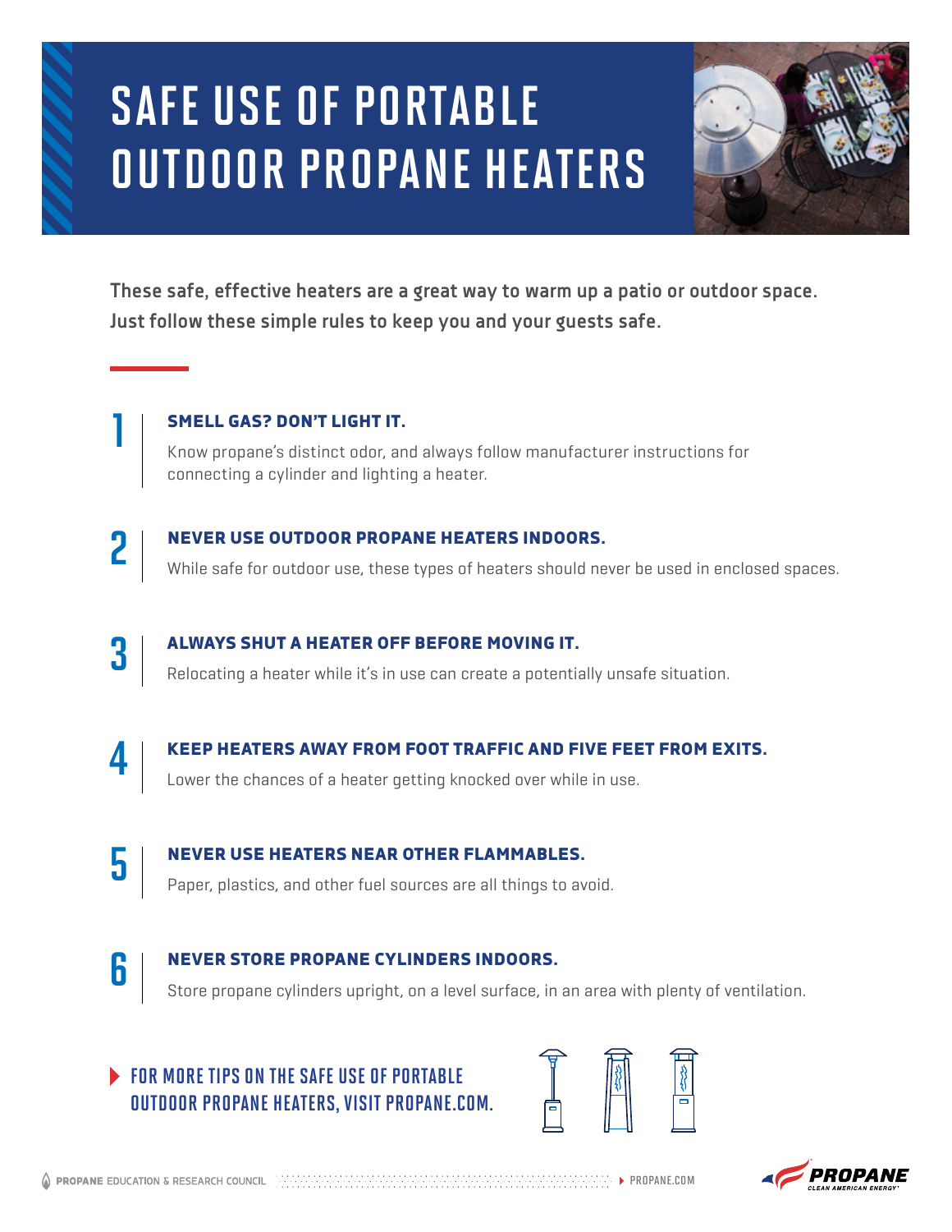# SAFE USE OF PORTABLE OUTDOOR PROPANE HEATERS

**These safe, effective heaters are a great way to warm up a patio or outdoor space. Just follow these simple rules to keep you and your guests safe.**

1. **SMELL GAS? DON'T LIGHT IT.**
   Know propane's distinct odor, and always follow manufacturer instructions for connecting a cylinder and lighting a heater.

2. **NEVER USE OUTDOOR PROPANE HEATERS INDOORS.**
   While safe for outdoor use, these types of heaters should never be used in enclosed spaces.

3. **ALWAYS SHUT A HEATER OFF BEFORE MOVING IT.**
   Relocating a heater while it's in use can create a potentially unsafe situation.

4. **KEEP HEATERS AWAY FROM FOOT TRAFFIC AND FIVE FEET FROM EXITS.**
   Lower the chances of a heater getting knocked over while in use.

5. **NEVER USE HEATERS NEAR OTHER FLAMMABLES.**
   Paper, plastics, and other fuel sources are all things to avoid.

6. **NEVER STORE PROPANE CYLINDERS INDOORS.**
   Store propane cylinders upright, on a level surface, in an area with plenty of ventilation.

**FOR MORE TIPS ON THE SAFE USE OF PORTABLE OUTDOOR PROPANE HEATERS, VISIT PROPANE.COM.**

PROPANE EDUCATION & RESEARCH COUNCIL · PROPANE.COM

PROPANE CLEAN AMERICAN ENERGY